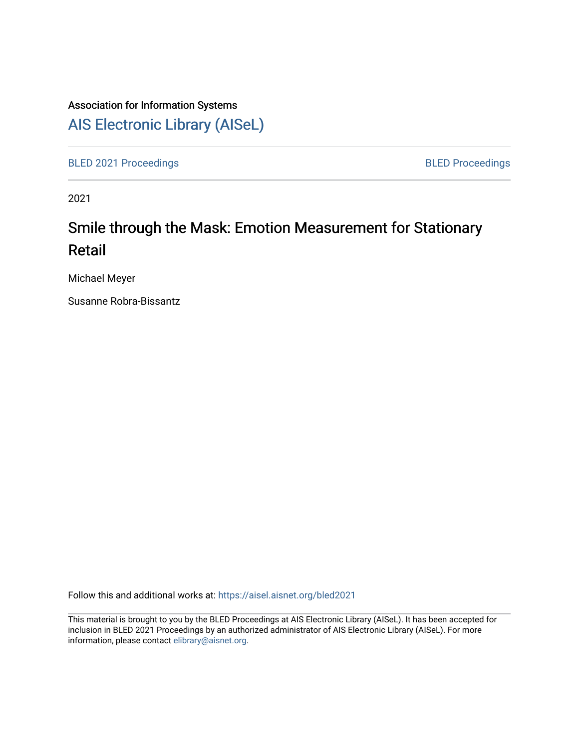Association for Information Systems

# AIS Electronic Library (AISeL)

BLED 2021 Proceedings

BLED Proceedings

2021

# Smile through the Mask: Emotion Measurement for Stationary Retail

Michael Meyer

Susanne Robra-Bissantz

Follow this and additional works at: https://aisel.aisnet.org/bled2021

This material is brought to you by the BLED Proceedings at AIS Electronic Library (AISeL). It has been accepted for inclusion in BLED 2021 Proceedings by an authorized administrator of AIS Electronic Library (AISeL). For more information, please contact elibrary@aisnet.org.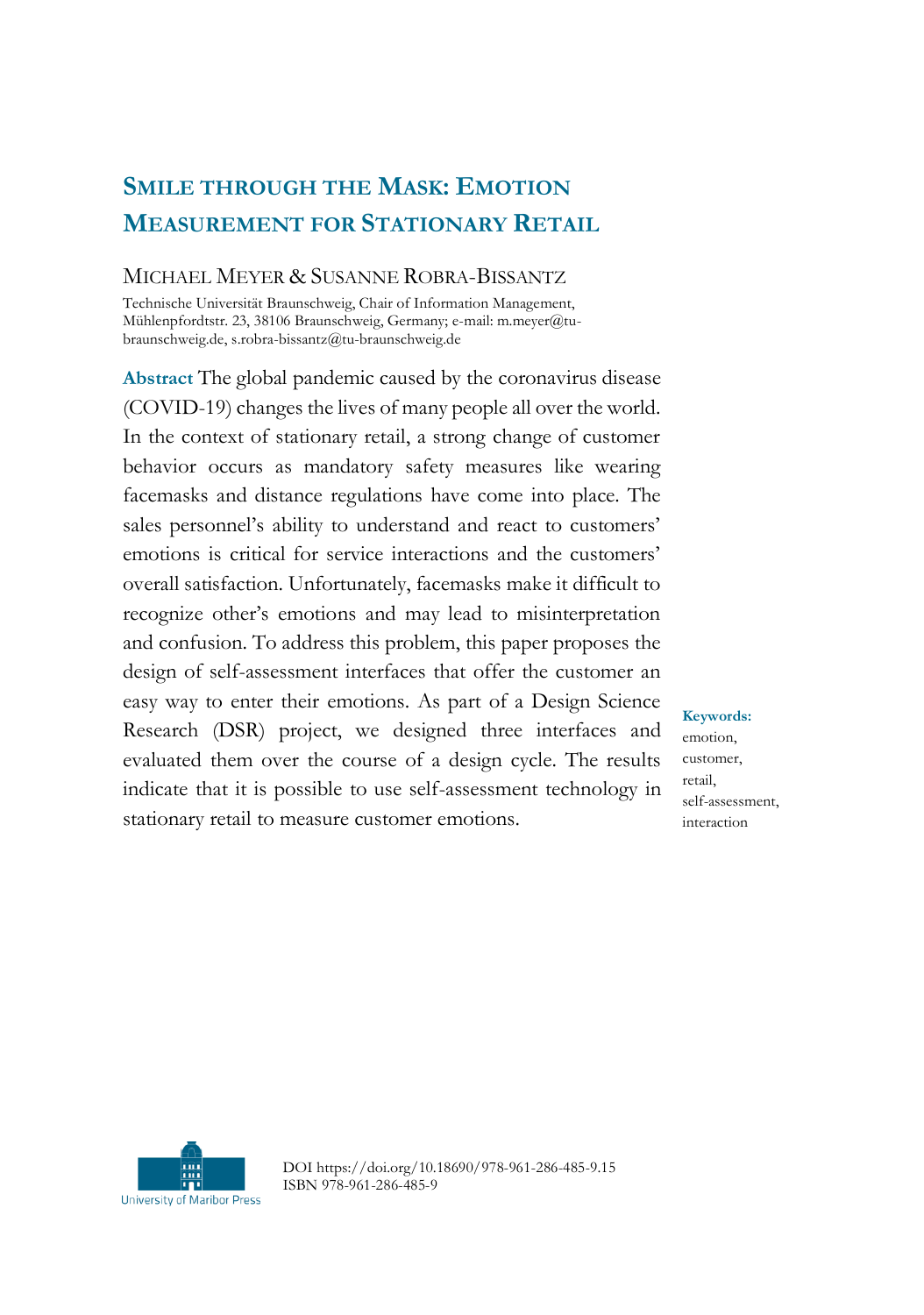# SMILE THROUGH THE MASK: EMOTION MEASUREMENT FOR STATIONARY RETAIL

MICHAEL MEYER & SUSANNE ROBRA-BISSANTZ

Technische Universität Braunschweig, Chair of Information Management, Mühlenpfordtstr. 23, 38106 Braunschweig, Germany; e-mail: m.meyer@tu-braunschweig.de, s.robra-bissantz@tu-braunschweig.de

**Abstract** The global pandemic caused by the coronavirus disease (COVID-19) changes the lives of many people all over the world. In the context of stationary retail, a strong change of customer behavior occurs as mandatory safety measures like wearing facemasks and distance regulations have come into place. The sales personnel's ability to understand and react to customers' emotions is critical for service interactions and the customers' overall satisfaction. Unfortunately, facemasks make it difficult to recognize other's emotions and may lead to misinterpretation and confusion. To address this problem, this paper proposes the design of self-assessment interfaces that offer the customer an easy way to enter their emotions. As part of a Design Science Research (DSR) project, we designed three interfaces and evaluated them over the course of a design cycle. The results indicate that it is possible to use self-assessment technology in stationary retail to measure customer emotions.

**Keywords:** emotion, customer, retail, self-assessment, interaction

University of Maribor Press

DOI https://doi.org/10.18690/978-961-286-485-9.15
ISBN 978-961-286-485-9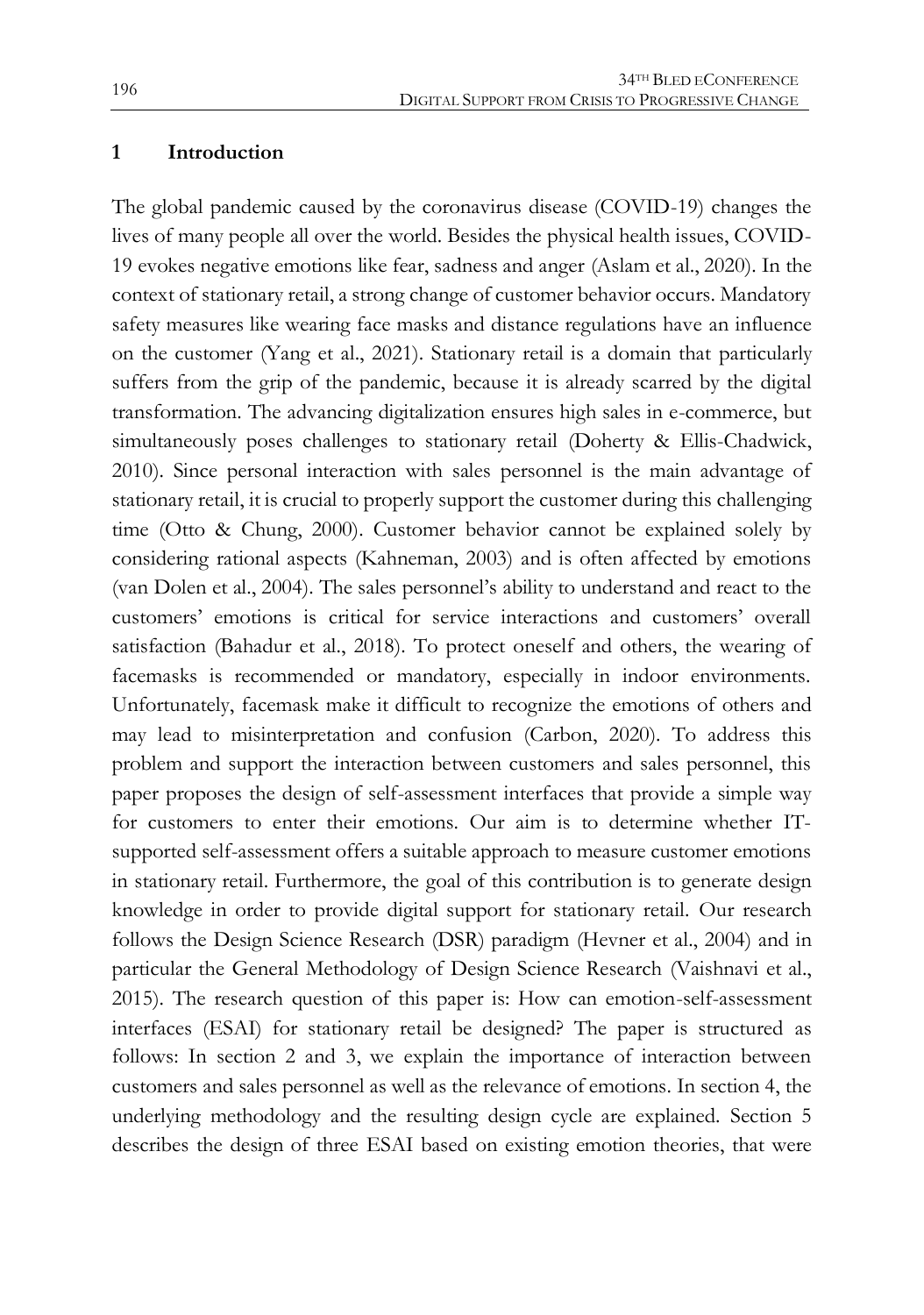## 1 Introduction

The global pandemic caused by the coronavirus disease (COVID-19) changes the lives of many people all over the world. Besides the physical health issues, COVID-19 evokes negative emotions like fear, sadness and anger (Aslam et al., 2020). In the context of stationary retail, a strong change of customer behavior occurs. Mandatory safety measures like wearing face masks and distance regulations have an influence on the customer (Yang et al., 2021). Stationary retail is a domain that particularly suffers from the grip of the pandemic, because it is already scarred by the digital transformation. The advancing digitalization ensures high sales in e-commerce, but simultaneously poses challenges to stationary retail (Doherty & Ellis-Chadwick, 2010). Since personal interaction with sales personnel is the main advantage of stationary retail, it is crucial to properly support the customer during this challenging time (Otto & Chung, 2000). Customer behavior cannot be explained solely by considering rational aspects (Kahneman, 2003) and is often affected by emotions (van Dolen et al., 2004). The sales personnel's ability to understand and react to the customers' emotions is critical for service interactions and customers' overall satisfaction (Bahadur et al., 2018). To protect oneself and others, the wearing of facemasks is recommended or mandatory, especially in indoor environments. Unfortunately, facemask make it difficult to recognize the emotions of others and may lead to misinterpretation and confusion (Carbon, 2020). To address this problem and support the interaction between customers and sales personnel, this paper proposes the design of self-assessment interfaces that provide a simple way for customers to enter their emotions. Our aim is to determine whether IT-supported self-assessment offers a suitable approach to measure customer emotions in stationary retail. Furthermore, the goal of this contribution is to generate design knowledge in order to provide digital support for stationary retail. Our research follows the Design Science Research (DSR) paradigm (Hevner et al., 2004) and in particular the General Methodology of Design Science Research (Vaishnavi et al., 2015). The research question of this paper is: How can emotion-self-assessment interfaces (ESAI) for stationary retail be designed? The paper is structured as follows: In section 2 and 3, we explain the importance of interaction between customers and sales personnel as well as the relevance of emotions. In section 4, the underlying methodology and the resulting design cycle are explained. Section 5 describes the design of three ESAI based on existing emotion theories, that were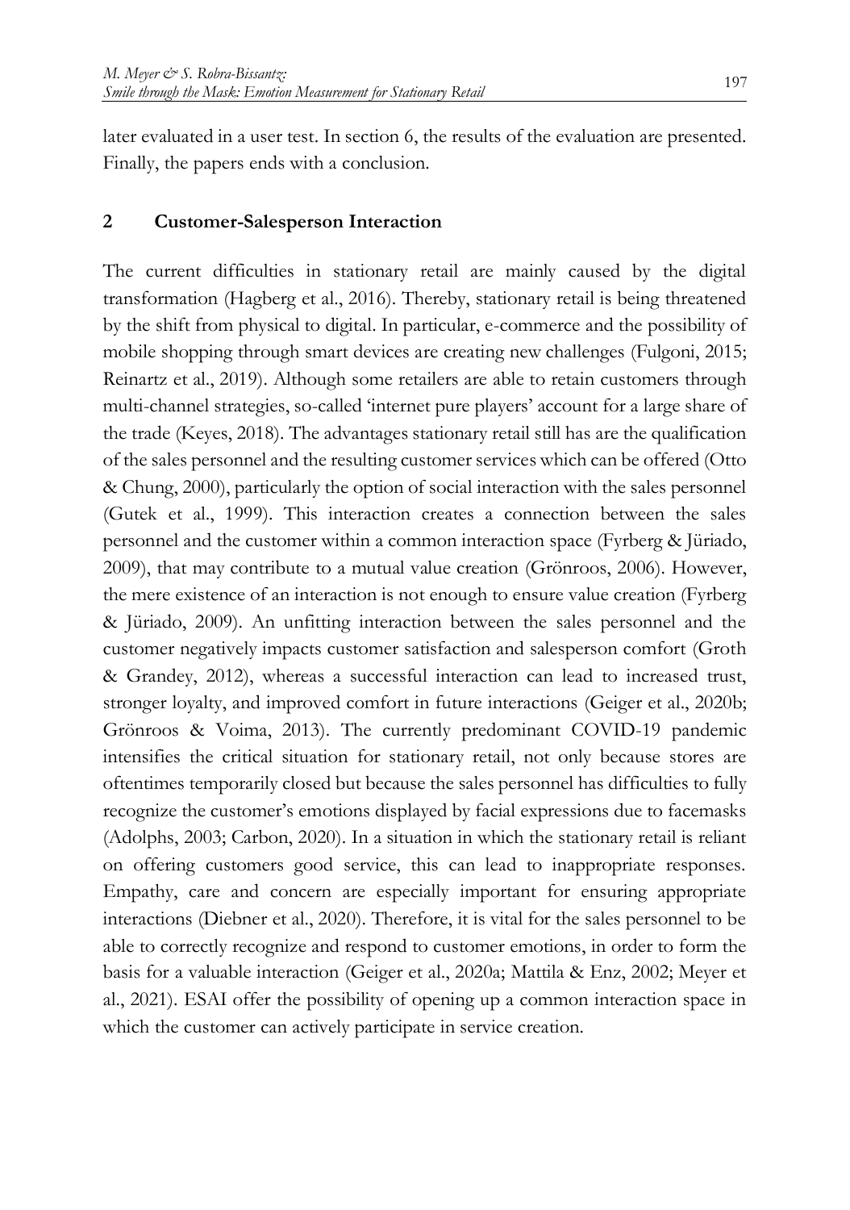later evaluated in a user test. In section 6, the results of the evaluation are presented. Finally, the papers ends with a conclusion.

## 2 Customer-Salesperson Interaction

The current difficulties in stationary retail are mainly caused by the digital transformation (Hagberg et al., 2016). Thereby, stationary retail is being threatened by the shift from physical to digital. In particular, e-commerce and the possibility of mobile shopping through smart devices are creating new challenges (Fulgoni, 2015; Reinartz et al., 2019). Although some retailers are able to retain customers through multi-channel strategies, so-called 'internet pure players' account for a large share of the trade (Keyes, 2018). The advantages stationary retail still has are the qualification of the sales personnel and the resulting customer services which can be offered (Otto & Chung, 2000), particularly the option of social interaction with the sales personnel (Gutek et al., 1999). This interaction creates a connection between the sales personnel and the customer within a common interaction space (Fyrberg & Jüriado, 2009), that may contribute to a mutual value creation (Grönroos, 2006). However, the mere existence of an interaction is not enough to ensure value creation (Fyrberg & Jüriado, 2009). An unfitting interaction between the sales personnel and the customer negatively impacts customer satisfaction and salesperson comfort (Groth & Grandey, 2012), whereas a successful interaction can lead to increased trust, stronger loyalty, and improved comfort in future interactions (Geiger et al., 2020b; Grönroos & Voima, 2013). The currently predominant COVID-19 pandemic intensifies the critical situation for stationary retail, not only because stores are oftentimes temporarily closed but because the sales personnel has difficulties to fully recognize the customer's emotions displayed by facial expressions due to facemasks (Adolphs, 2003; Carbon, 2020). In a situation in which the stationary retail is reliant on offering customers good service, this can lead to inappropriate responses. Empathy, care and concern are especially important for ensuring appropriate interactions (Diebner et al., 2020). Therefore, it is vital for the sales personnel to be able to correctly recognize and respond to customer emotions, in order to form the basis for a valuable interaction (Geiger et al., 2020a; Mattila & Enz, 2002; Meyer et al., 2021). ESAI offer the possibility of opening up a common interaction space in which the customer can actively participate in service creation.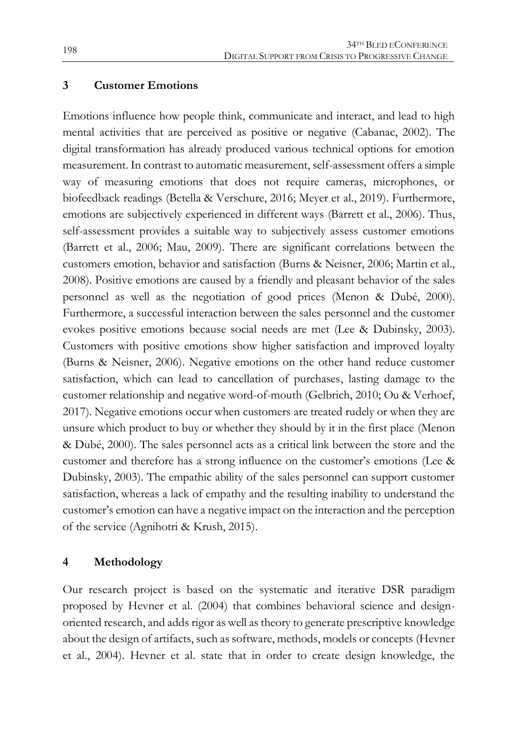## 3 Customer Emotions

Emotions influence how people think, communicate and interact, and lead to high mental activities that are perceived as positive or negative (Cabanac, 2002). The digital transformation has already produced various technical options for emotion measurement. In contrast to automatic measurement, self-assessment offers a simple way of measuring emotions that does not require cameras, microphones, or biofeedback readings (Betella & Verschure, 2016; Meyer et al., 2019). Furthermore, emotions are subjectively experienced in different ways (Barrett et al., 2006). Thus, self-assessment provides a suitable way to subjectively assess customer emotions (Barrett et al., 2006; Mau, 2009). There are significant correlations between the customers emotion, behavior and satisfaction (Burns & Neisner, 2006; Martin et al., 2008). Positive emotions are caused by a friendly and pleasant behavior of the sales personnel as well as the negotiation of good prices (Menon & Dubé, 2000). Furthermore, a successful interaction between the sales personnel and the customer evokes positive emotions because social needs are met (Lee & Dubinsky, 2003). Customers with positive emotions show higher satisfaction and improved loyalty (Burns & Neisner, 2006). Negative emotions on the other hand reduce customer satisfaction, which can lead to cancellation of purchases, lasting damage to the customer relationship and negative word-of-mouth (Gelbrich, 2010; Ou & Verhoef, 2017). Negative emotions occur when customers are treated rudely or when they are unsure which product to buy or whether they should by it in the first place (Menon & Dubé, 2000). The sales personnel acts as a critical link between the store and the customer and therefore has a strong influence on the customer's emotions (Lee & Dubinsky, 2003). The empathic ability of the sales personnel can support customer satisfaction, whereas a lack of empathy and the resulting inability to understand the customer's emotion can have a negative impact on the interaction and the perception of the service (Agnihotri & Krush, 2015).

## 4 Methodology

Our research project is based on the systematic and iterative DSR paradigm proposed by Hevner et al. (2004) that combines behavioral science and design-oriented research, and adds rigor as well as theory to generate prescriptive knowledge about the design of artifacts, such as software, methods, models or concepts (Hevner et al., 2004). Hevner et al. state that in order to create design knowledge, the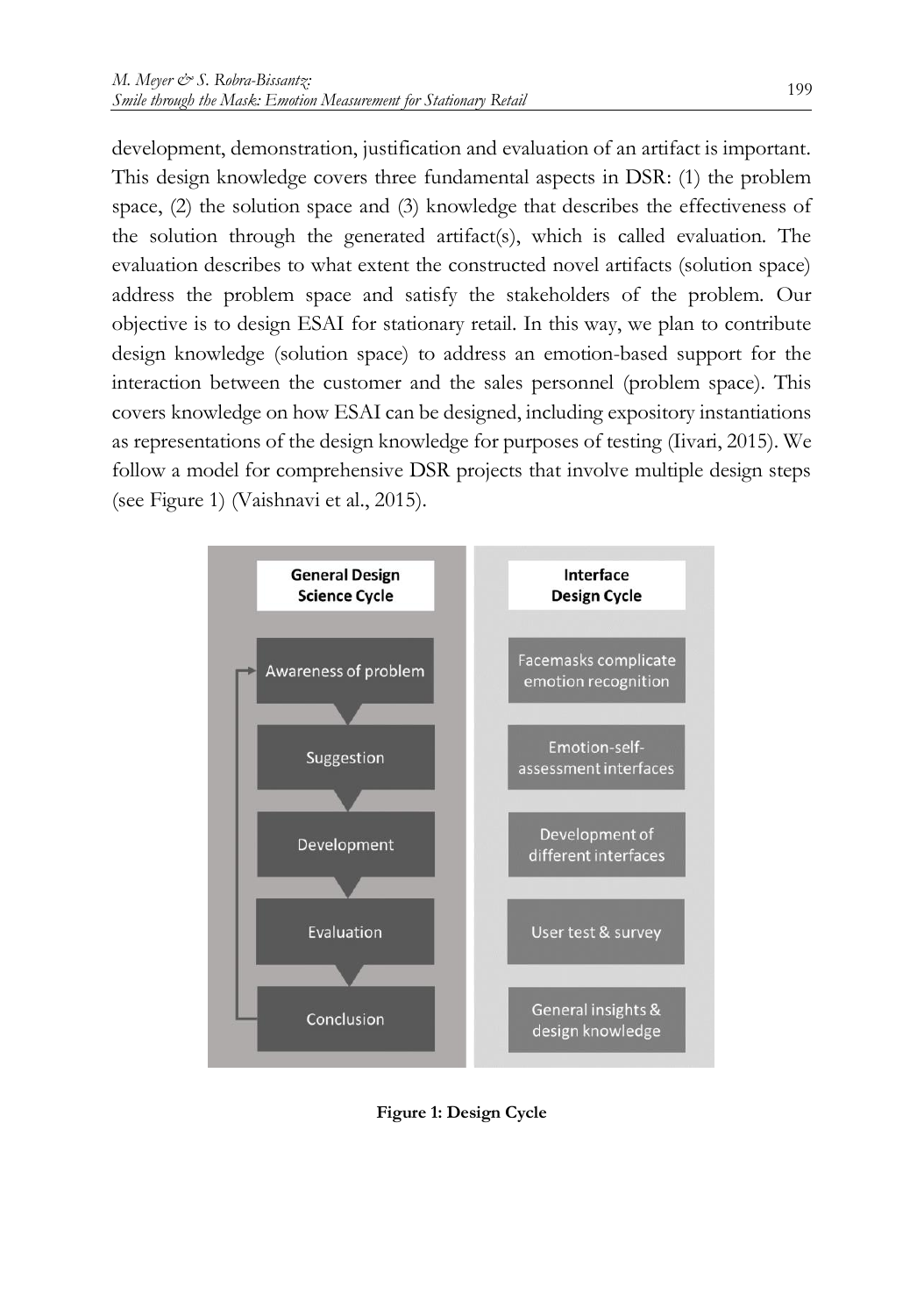development, demonstration, justification and evaluation of an artifact is important. This design knowledge covers three fundamental aspects in DSR: (1) the problem space, (2) the solution space and (3) knowledge that describes the effectiveness of the solution through the generated artifact(s), which is called evaluation. The evaluation describes to what extent the constructed novel artifacts (solution space) address the problem space and satisfy the stakeholders of the problem. Our objective is to design ESAI for stationary retail. In this way, we plan to contribute design knowledge (solution space) to address an emotion-based support for the interaction between the customer and the sales personnel (problem space). This covers knowledge on how ESAI can be designed, including expository instantiations as representations of the design knowledge for purposes of testing (Iivari, 2015). We follow a model for comprehensive DSR projects that involve multiple design steps (see Figure 1) (Vaishnavi et al., 2015).

| General Design Science Cycle | Interface Design Cycle |
| --- | --- |
| Awareness of problem | Facemasks complicate emotion recognition |
| Suggestion | Emotion-self-assessment interfaces |
| Development | Development of different interfaces |
| Evaluation | User test & survey |
| Conclusion | General insights & design knowledge |

**Figure 1: Design Cycle**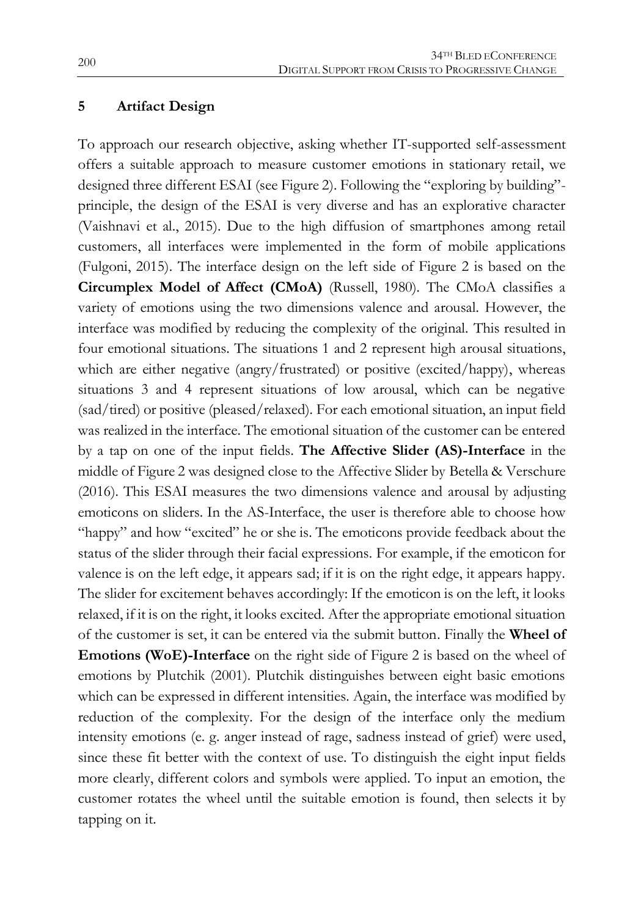## 5 Artifact Design

To approach our research objective, asking whether IT-supported self-assessment offers a suitable approach to measure customer emotions in stationary retail, we designed three different ESAI (see Figure 2). Following the "exploring by building"-principle, the design of the ESAI is very diverse and has an explorative character (Vaishnavi et al., 2015). Due to the high diffusion of smartphones among retail customers, all interfaces were implemented in the form of mobile applications (Fulgoni, 2015). The interface design on the left side of Figure 2 is based on the **Circumplex Model of Affect (CMoA)** (Russell, 1980). The CMoA classifies a variety of emotions using the two dimensions valence and arousal. However, the interface was modified by reducing the complexity of the original. This resulted in four emotional situations. The situations 1 and 2 represent high arousal situations, which are either negative (angry/frustrated) or positive (excited/happy), whereas situations 3 and 4 represent situations of low arousal, which can be negative (sad/tired) or positive (pleased/relaxed). For each emotional situation, an input field was realized in the interface. The emotional situation of the customer can be entered by a tap on one of the input fields. **The Affective Slider (AS)-Interface** in the middle of Figure 2 was designed close to the Affective Slider by Betella & Verschure (2016). This ESAI measures the two dimensions valence and arousal by adjusting emoticons on sliders. In the AS-Interface, the user is therefore able to choose how "happy" and how "excited" he or she is. The emoticons provide feedback about the status of the slider through their facial expressions. For example, if the emoticon for valence is on the left edge, it appears sad; if it is on the right edge, it appears happy. The slider for excitement behaves accordingly: If the emoticon is on the left, it looks relaxed, if it is on the right, it looks excited. After the appropriate emotional situation of the customer is set, it can be entered via the submit button. Finally the **Wheel of Emotions (WoE)-Interface** on the right side of Figure 2 is based on the wheel of emotions by Plutchik (2001). Plutchik distinguishes between eight basic emotions which can be expressed in different intensities. Again, the interface was modified by reduction of the complexity. For the design of the interface only the medium intensity emotions (e. g. anger instead of rage, sadness instead of grief) were used, since these fit better with the context of use. To distinguish the eight input fields more clearly, different colors and symbols were applied. To input an emotion, the customer rotates the wheel until the suitable emotion is found, then selects it by tapping on it.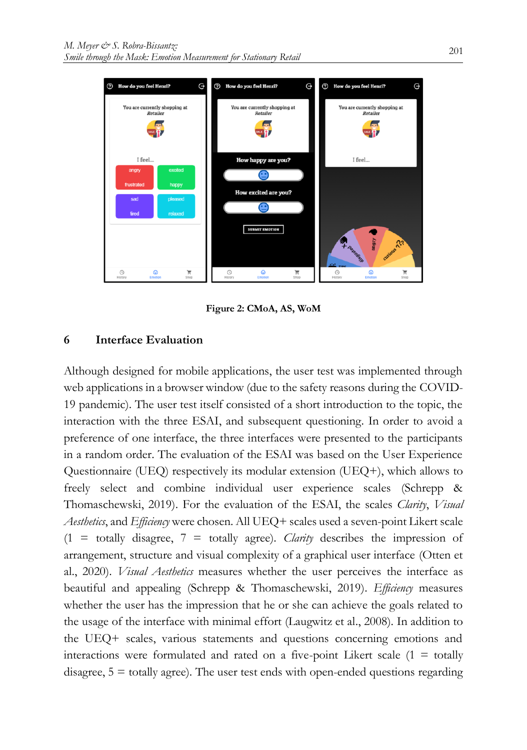Figure 2: CMoA, AS, WoM

## 6 Interface Evaluation

Although designed for mobile applications, the user test was implemented through web applications in a browser window (due to the safety reasons during the COVID-19 pandemic). The user test itself consisted of a short introduction to the topic, the interaction with the three ESAI, and subsequent questioning. In order to avoid a preference of one interface, the three interfaces were presented to the participants in a random order. The evaluation of the ESAI was based on the User Experience Questionnaire (UEQ) respectively its modular extension (UEQ+), which allows to freely select and combine individual user experience scales (Schrepp & Thomaschewski, 2019). For the evaluation of the ESAI, the scales *Clarity*, *Visual Aesthetics*, and *Efficiency* were chosen. All UEQ+ scales used a seven-point Likert scale (1 = totally disagree, 7 = totally agree). *Clarity* describes the impression of arrangement, structure and visual complexity of a graphical user interface (Otten et al., 2020). *Visual Aesthetics* measures whether the user perceives the interface as beautiful and appealing (Schrepp & Thomaschewski, 2019). *Efficiency* measures whether the user has the impression that he or she can achieve the goals related to the usage of the interface with minimal effort (Laugwitz et al., 2008). In addition to the UEQ+ scales, various statements and questions concerning emotions and interactions were formulated and rated on a five-point Likert scale (1 = totally disagree, 5 = totally agree). The user test ends with open-ended questions regarding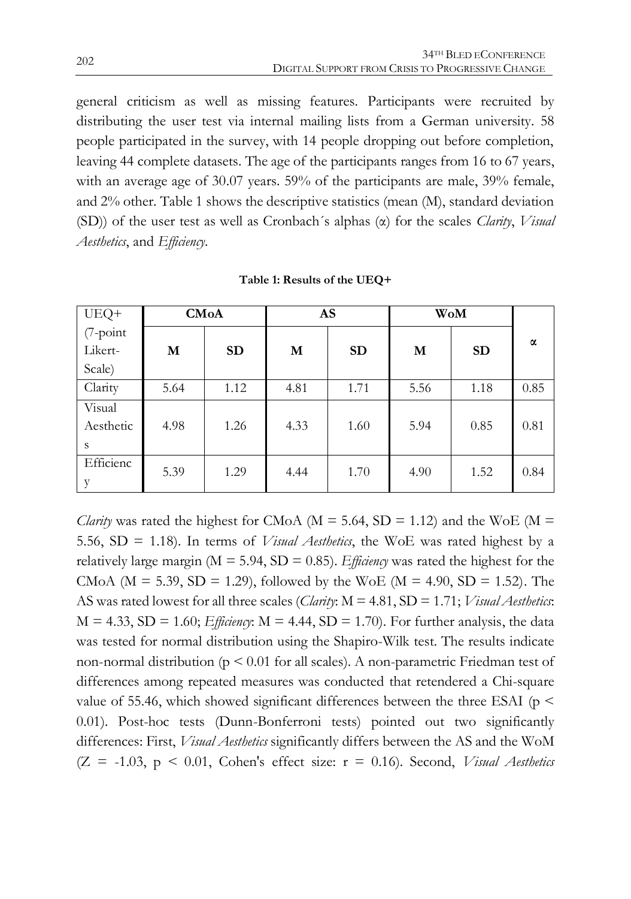general criticism as well as missing features. Participants were recruited by distributing the user test via internal mailing lists from a German university. 58 people participated in the survey, with 14 people dropping out before completion, leaving 44 complete datasets. The age of the participants ranges from 16 to 67 years, with an average age of 30.07 years. 59% of the participants are male, 39% female, and 2% other. Table 1 shows the descriptive statistics (mean (M), standard deviation (SD)) of the user test as well as Cronbach´s alphas (α) for the scales *Clarity*, *Visual Aesthetics*, and *Efficiency*.

**Table 1: Results of the UEQ+**

| UEQ+ (7-point Likert-Scale) | **CMoA** | | **AS** | | **WoM** | | α |
|---|---|---|---|---|---|---|---|
| | **M** | **SD** | **M** | **SD** | **M** | **SD** | |
| Clarity | 5.64 | 1.12 | 4.81 | 1.71 | 5.56 | 1.18 | 0.85 |
| Visual Aesthetics | 4.98 | 1.26 | 4.33 | 1.60 | 5.94 | 0.85 | 0.81 |
| Efficiency | 5.39 | 1.29 | 4.44 | 1.70 | 4.90 | 1.52 | 0.84 |

*Clarity* was rated the highest for CMoA ($M = 5.64$, $SD = 1.12$) and the WoE ($M = 5.56$, $SD = 1.18$). In terms of *Visual Aesthetics*, the WoE was rated highest by a relatively large margin ($M = 5.94$, $SD = 0.85$). *Efficiency* was rated the highest for the CMoA ($M = 5.39$, $SD = 1.29$), followed by the WoE ($M = 4.90$, $SD = 1.52$). The AS was rated lowest for all three scales (*Clarity*: $M = 4.81$, $SD = 1.71$; *Visual Aesthetics*: $M = 4.33$, $SD = 1.60$; *Efficiency*: $M = 4.44$, $SD = 1.70$). For further analysis, the data was tested for normal distribution using the Shapiro-Wilk test. The results indicate non-normal distribution ($p < 0.01$ for all scales). A non-parametric Friedman test of differences among repeated measures was conducted that retendered a Chi-square value of 55.46, which showed significant differences between the three ESAI ($p < 0.01$). Post-hoc tests (Dunn-Bonferroni tests) pointed out two significantly differences: First, *Visual Aesthetics* significantly differs between the AS and the WoM ($Z = -1.03$, $p < 0.01$, Cohen's effect size: $r = 0.16$). Second, *Visual Aesthetics*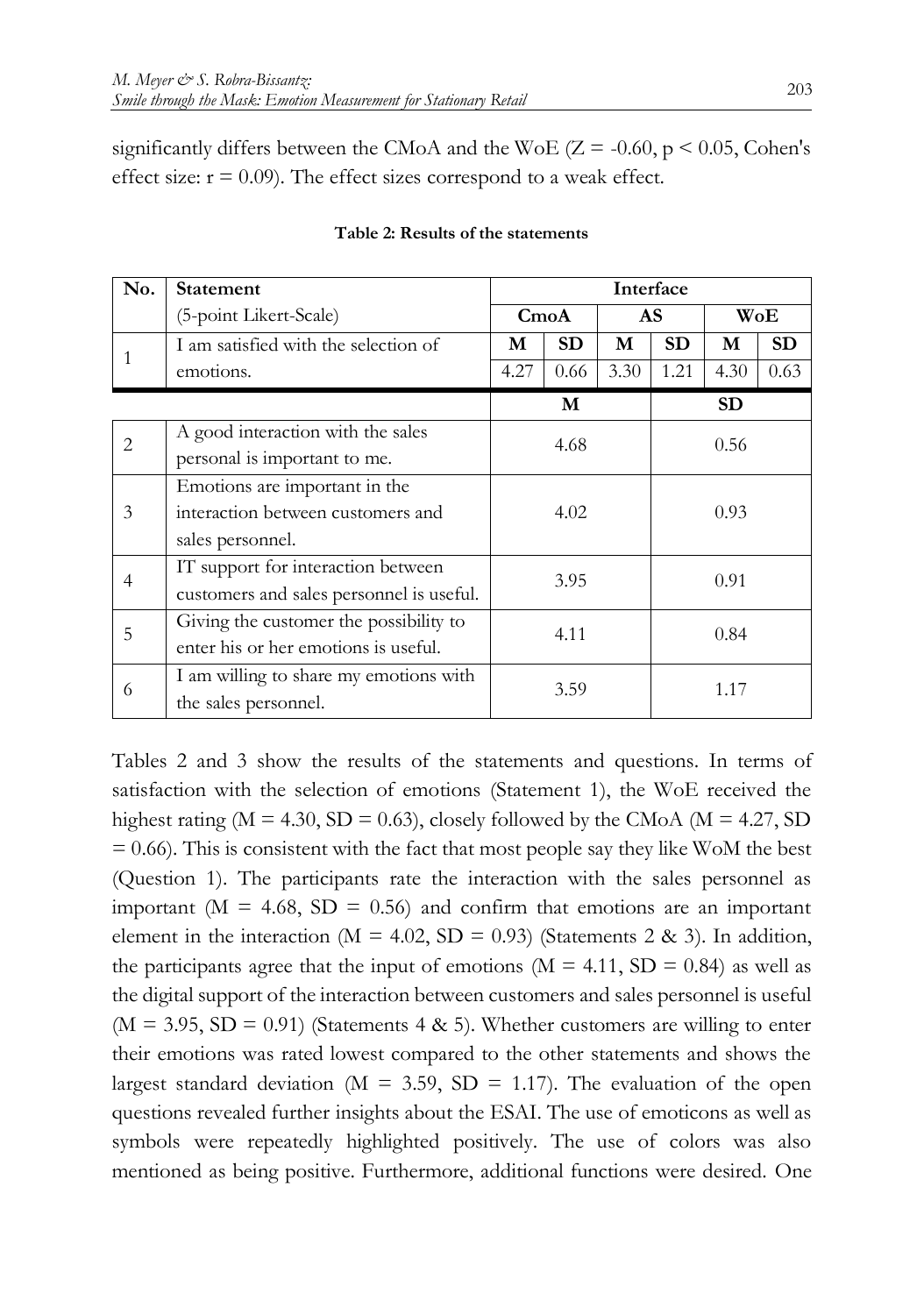significantly differs between the CMoA and the WoE ($Z = -0.60$, $p < 0.05$, Cohen's effect size: $r = 0.09$). The effect sizes correspond to a weak effect.

**Table 2: Results of the statements**

| No. | Statement (5-point Likert-Scale) | Interface | | | | | |
|---|---|---|---|---|---|---|---|
| | | CmoA | | AS | | WoE | |
| 1 | I am satisfied with the selection of emotions. | M | SD | M | SD | M | SD |
| | | 4.27 | 0.66 | 3.30 | 1.21 | 4.30 | 0.63 |
| | | M | | | SD | | |
| 2 | A good interaction with the sales personal is important to me. | 4.68 | | | 0.56 | | |
| 3 | Emotions are important in the interaction between customers and sales personnel. | 4.02 | | | 0.93 | | |
| 4 | IT support for interaction between customers and sales personnel is useful. | 3.95 | | | 0.91 | | |
| 5 | Giving the customer the possibility to enter his or her emotions is useful. | 4.11 | | | 0.84 | | |
| 6 | I am willing to share my emotions with the sales personnel. | 3.59 | | | 1.17 | | |

Tables 2 and 3 show the results of the statements and questions. In terms of satisfaction with the selection of emotions (Statement 1), the WoE received the highest rating ($M = 4.30$, $SD = 0.63$), closely followed by the CMoA ($M = 4.27$, $SD = 0.66$). This is consistent with the fact that most people say they like WoM the best (Question 1). The participants rate the interaction with the sales personnel as important ($M = 4.68$, $SD = 0.56$) and confirm that emotions are an important element in the interaction ($M = 4.02$, $SD = 0.93$) (Statements 2 & 3). In addition, the participants agree that the input of emotions ($M = 4.11$, $SD = 0.84$) as well as the digital support of the interaction between customers and sales personnel is useful ($M = 3.95$, $SD = 0.91$) (Statements 4 & 5). Whether customers are willing to enter their emotions was rated lowest compared to the other statements and shows the largest standard deviation ($M = 3.59$, $SD = 1.17$). The evaluation of the open questions revealed further insights about the ESAI. The use of emoticons as well as symbols were repeatedly highlighted positively. The use of colors was also mentioned as being positive. Furthermore, additional functions were desired. One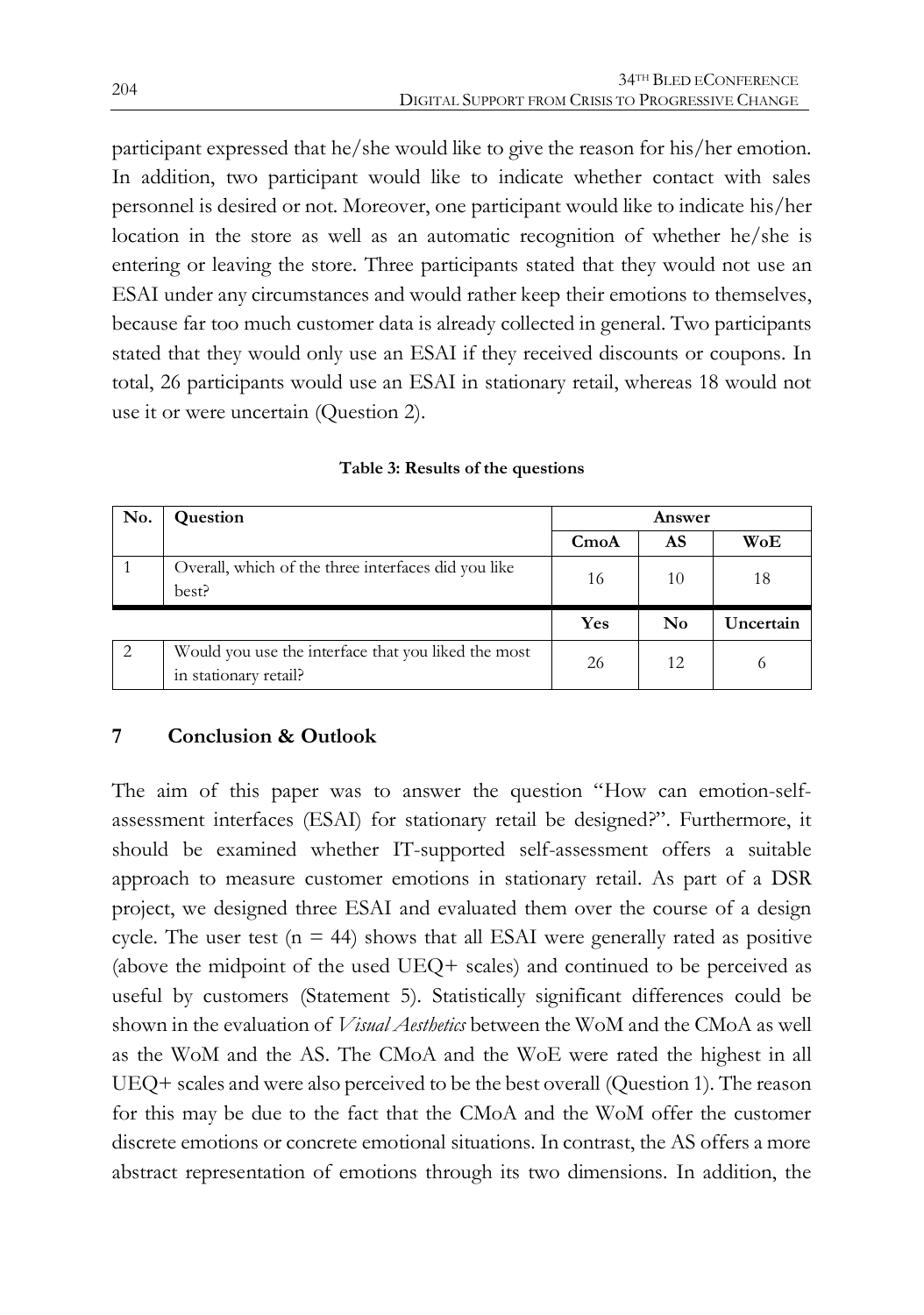participant expressed that he/she would like to give the reason for his/her emotion. In addition, two participant would like to indicate whether contact with sales personnel is desired or not. Moreover, one participant would like to indicate his/her location in the store as well as an automatic recognition of whether he/she is entering or leaving the store. Three participants stated that they would not use an ESAI under any circumstances and would rather keep their emotions to themselves, because far too much customer data is already collected in general. Two participants stated that they would only use an ESAI if they received discounts or coupons. In total, 26 participants would use an ESAI in stationary retail, whereas 18 would not use it or were uncertain (Question 2).

**Table 3: Results of the questions**

| No. | Question | Answer | | |
|---|---|---|---|---|
| | | **CmoA** | **AS** | **WoE** |
| 1 | Overall, which of the three interfaces did you like best? | 16 | 10 | 18 |
| | | **Yes** | **No** | **Uncertain** |
| 2 | Would you use the interface that you liked the most in stationary retail? | 26 | 12 | 6 |

## 7 Conclusion & Outlook

The aim of this paper was to answer the question "How can emotion-self-assessment interfaces (ESAI) for stationary retail be designed?". Furthermore, it should be examined whether IT-supported self-assessment offers a suitable approach to measure customer emotions in stationary retail. As part of a DSR project, we designed three ESAI and evaluated them over the course of a design cycle. The user test (n = 44) shows that all ESAI were generally rated as positive (above the midpoint of the used UEQ+ scales) and continued to be perceived as useful by customers (Statement 5). Statistically significant differences could be shown in the evaluation of *Visual Aesthetics* between the WoM and the CMoA as well as the WoM and the AS. The CMoA and the WoE were rated the highest in all UEQ+ scales and were also perceived to be the best overall (Question 1). The reason for this may be due to the fact that the CMoA and the WoM offer the customer discrete emotions or concrete emotional situations. In contrast, the AS offers a more abstract representation of emotions through its two dimensions. In addition, the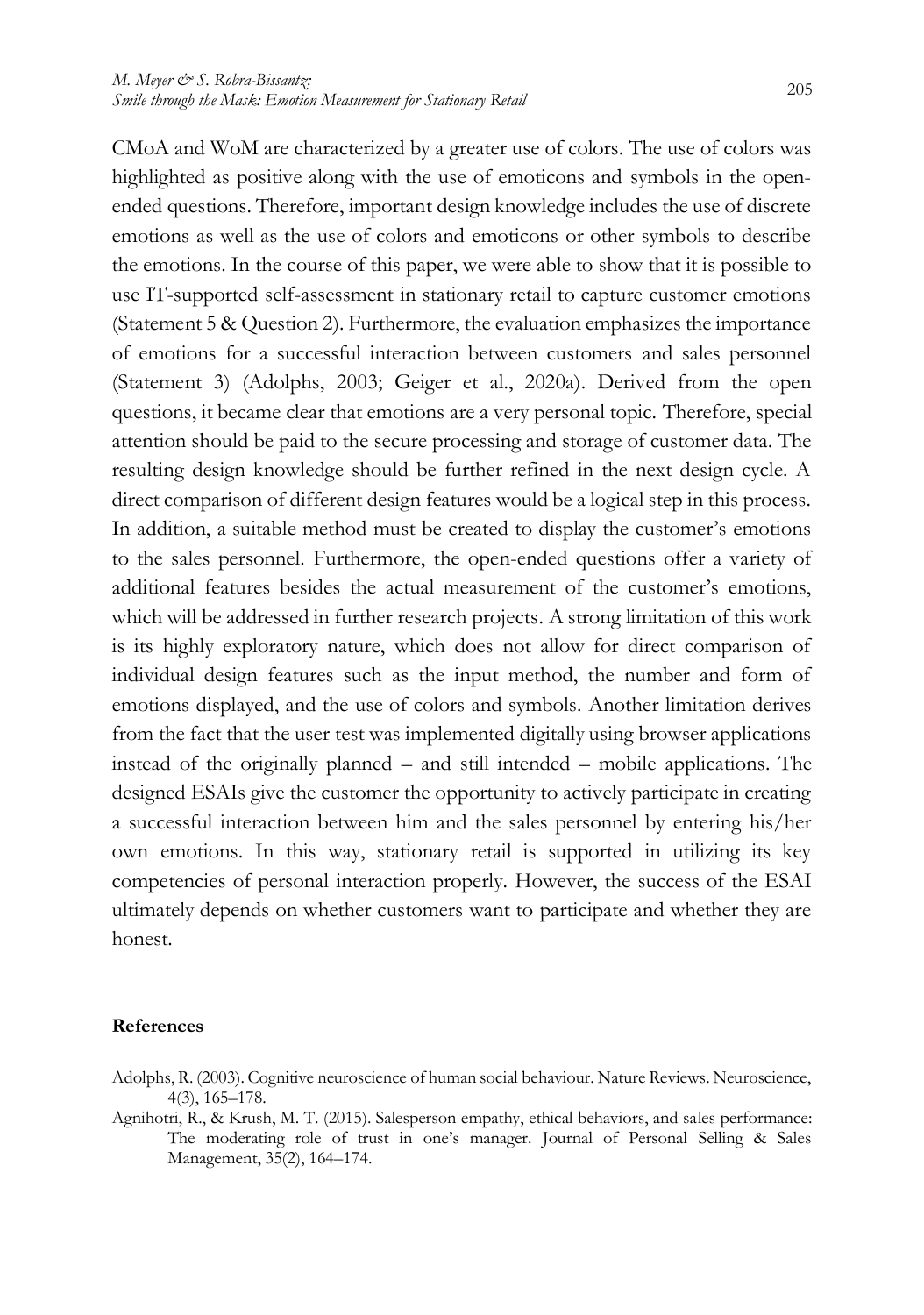CMoA and WoM are characterized by a greater use of colors. The use of colors was highlighted as positive along with the use of emoticons and symbols in the open-ended questions. Therefore, important design knowledge includes the use of discrete emotions as well as the use of colors and emoticons or other symbols to describe the emotions. In the course of this paper, we were able to show that it is possible to use IT-supported self-assessment in stationary retail to capture customer emotions (Statement 5 & Question 2). Furthermore, the evaluation emphasizes the importance of emotions for a successful interaction between customers and sales personnel (Statement 3) (Adolphs, 2003; Geiger et al., 2020a). Derived from the open questions, it became clear that emotions are a very personal topic. Therefore, special attention should be paid to the secure processing and storage of customer data. The resulting design knowledge should be further refined in the next design cycle. A direct comparison of different design features would be a logical step in this process. In addition, a suitable method must be created to display the customer's emotions to the sales personnel. Furthermore, the open-ended questions offer a variety of additional features besides the actual measurement of the customer's emotions, which will be addressed in further research projects. A strong limitation of this work is its highly exploratory nature, which does not allow for direct comparison of individual design features such as the input method, the number and form of emotions displayed, and the use of colors and symbols. Another limitation derives from the fact that the user test was implemented digitally using browser applications instead of the originally planned – and still intended – mobile applications. The designed ESAIs give the customer the opportunity to actively participate in creating a successful interaction between him and the sales personnel by entering his/her own emotions. In this way, stationary retail is supported in utilizing its key competencies of personal interaction properly. However, the success of the ESAI ultimately depends on whether customers want to participate and whether they are honest.

## References

Adolphs, R. (2003). Cognitive neuroscience of human social behaviour. Nature Reviews. Neuroscience, 4(3), 165–178.

Agnihotri, R., & Krush, M. T. (2015). Salesperson empathy, ethical behaviors, and sales performance: The moderating role of trust in one's manager. Journal of Personal Selling & Sales Management, 35(2), 164–174.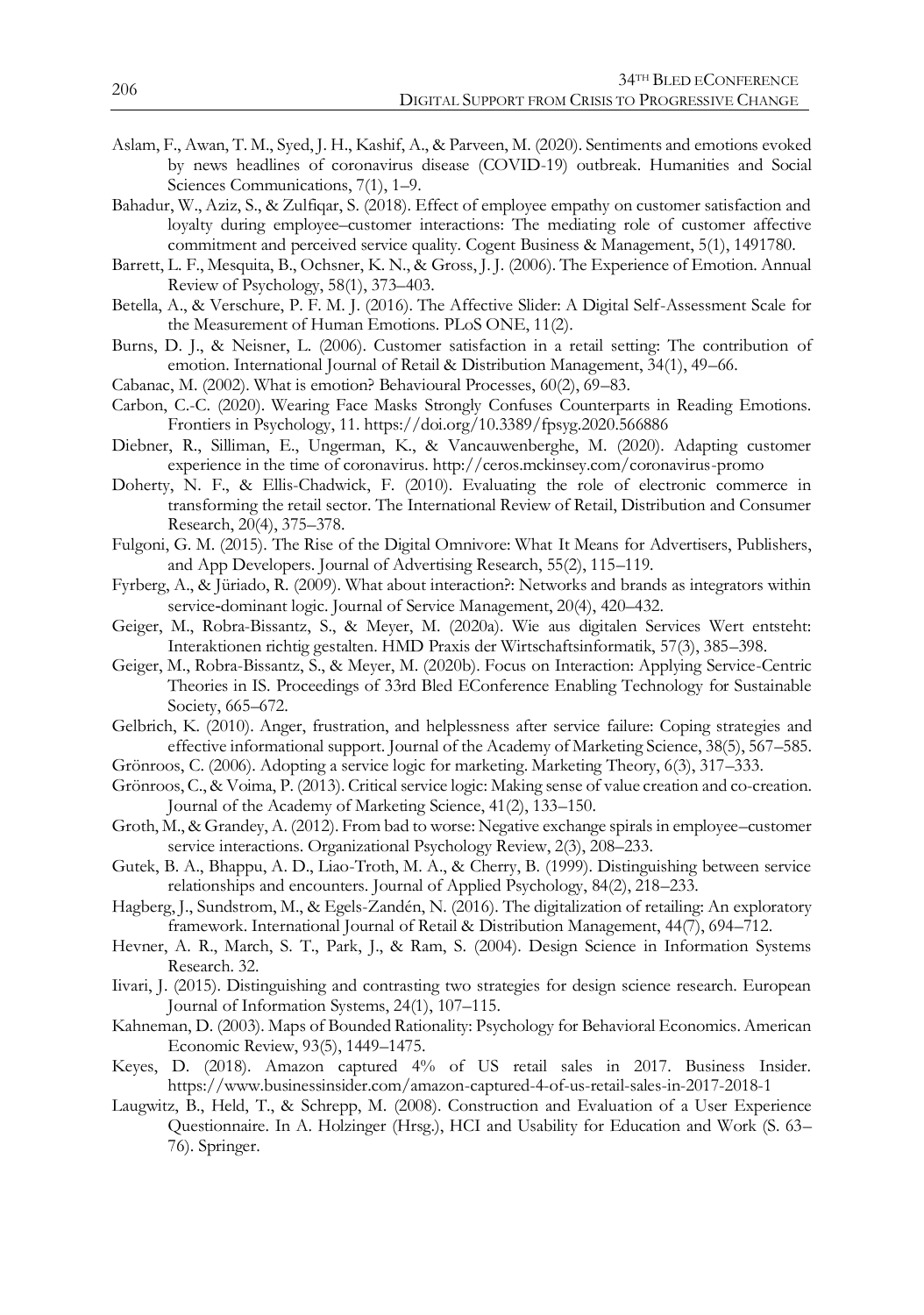Aslam, F., Awan, T. M., Syed, J. H., Kashif, A., & Parveen, M. (2020). Sentiments and emotions evoked by news headlines of coronavirus disease (COVID-19) outbreak. Humanities and Social Sciences Communications, 7(1), 1–9.

Bahadur, W., Aziz, S., & Zulfiqar, S. (2018). Effect of employee empathy on customer satisfaction and loyalty during employee–customer interactions: The mediating role of customer affective commitment and perceived service quality. Cogent Business & Management, 5(1), 1491780.

Barrett, L. F., Mesquita, B., Ochsner, K. N., & Gross, J. J. (2006). The Experience of Emotion. Annual Review of Psychology, 58(1), 373–403.

Betella, A., & Verschure, P. F. M. J. (2016). The Affective Slider: A Digital Self-Assessment Scale for the Measurement of Human Emotions. PLoS ONE, 11(2).

Burns, D. J., & Neisner, L. (2006). Customer satisfaction in a retail setting: The contribution of emotion. International Journal of Retail & Distribution Management, 34(1), 49–66.

Cabanac, M. (2002). What is emotion? Behavioural Processes, 60(2), 69–83.

Carbon, C.-C. (2020). Wearing Face Masks Strongly Confuses Counterparts in Reading Emotions. Frontiers in Psychology, 11. https://doi.org/10.3389/fpsyg.2020.566886

Diebner, R., Silliman, E., Ungerman, K., & Vancauwenberghe, M. (2020). Adapting customer experience in the time of coronavirus. http://ceros.mckinsey.com/coronavirus-promo

Doherty, N. F., & Ellis-Chadwick, F. (2010). Evaluating the role of electronic commerce in transforming the retail sector. The International Review of Retail, Distribution and Consumer Research, 20(4), 375–378.

Fulgoni, G. M. (2015). The Rise of the Digital Omnivore: What It Means for Advertisers, Publishers, and App Developers. Journal of Advertising Research, 55(2), 115–119.

Fyrberg, A., & Jüriado, R. (2009). What about interaction?: Networks and brands as integrators within service-dominant logic. Journal of Service Management, 20(4), 420–432.

Geiger, M., Robra-Bissantz, S., & Meyer, M. (2020a). Wie aus digitalen Services Wert entsteht: Interaktionen richtig gestalten. HMD Praxis der Wirtschaftsinformatik, 57(3), 385–398.

Geiger, M., Robra-Bissantz, S., & Meyer, M. (2020b). Focus on Interaction: Applying Service-Centric Theories in IS. Proceedings of 33rd Bled EConference Enabling Technology for Sustainable Society, 665–672.

Gelbrich, K. (2010). Anger, frustration, and helplessness after service failure: Coping strategies and effective informational support. Journal of the Academy of Marketing Science, 38(5), 567–585.

Grönroos, C. (2006). Adopting a service logic for marketing. Marketing Theory, 6(3), 317–333.

Grönroos, C., & Voima, P. (2013). Critical service logic: Making sense of value creation and co-creation. Journal of the Academy of Marketing Science, 41(2), 133–150.

Groth, M., & Grandey, A. (2012). From bad to worse: Negative exchange spirals in employee–customer service interactions. Organizational Psychology Review, 2(3), 208–233.

Gutek, B. A., Bhappu, A. D., Liao-Troth, M. A., & Cherry, B. (1999). Distinguishing between service relationships and encounters. Journal of Applied Psychology, 84(2), 218–233.

Hagberg, J., Sundstrom, M., & Egels-Zandén, N. (2016). The digitalization of retailing: An exploratory framework. International Journal of Retail & Distribution Management, 44(7), 694–712.

Hevner, A. R., March, S. T., Park, J., & Ram, S. (2004). Design Science in Information Systems Research. 32.

Iivari, J. (2015). Distinguishing and contrasting two strategies for design science research. European Journal of Information Systems, 24(1), 107–115.

Kahneman, D. (2003). Maps of Bounded Rationality: Psychology for Behavioral Economics. American Economic Review, 93(5), 1449–1475.

Keyes, D. (2018). Amazon captured 4% of US retail sales in 2017. Business Insider. https://www.businessinsider.com/amazon-captured-4-of-us-retail-sales-in-2017-2018-1

Laugwitz, B., Held, T., & Schrepp, M. (2008). Construction and Evaluation of a User Experience Questionnaire. In A. Holzinger (Hrsg.), HCI and Usability for Education and Work (S. 63–76). Springer.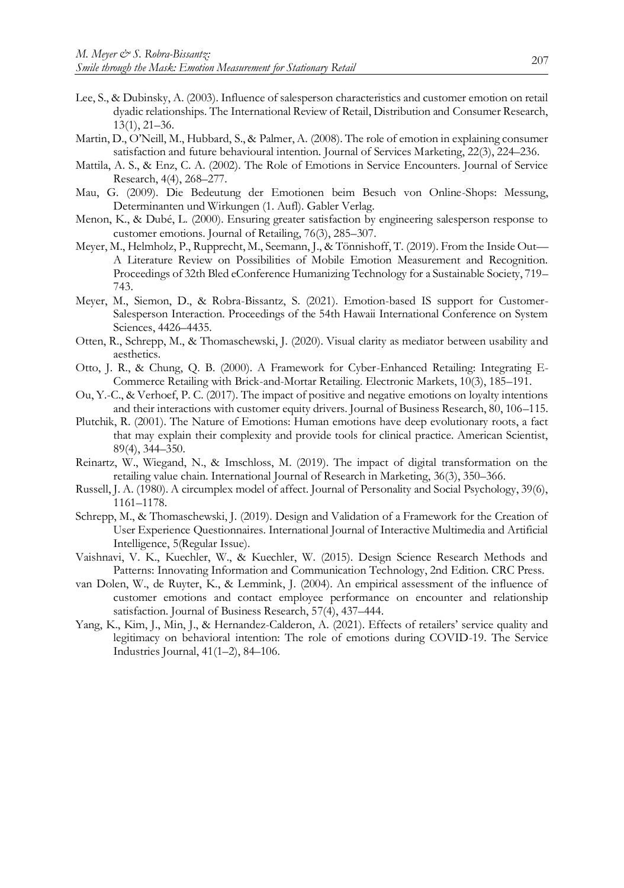Lee, S., & Dubinsky, A. (2003). Influence of salesperson characteristics and customer emotion on retail dyadic relationships. The International Review of Retail, Distribution and Consumer Research, 13(1), 21–36.

Martin, D., O'Neill, M., Hubbard, S., & Palmer, A. (2008). The role of emotion in explaining consumer satisfaction and future behavioural intention. Journal of Services Marketing, 22(3), 224–236.

Mattila, A. S., & Enz, C. A. (2002). The Role of Emotions in Service Encounters. Journal of Service Research, 4(4), 268–277.

Mau, G. (2009). Die Bedeutung der Emotionen beim Besuch von Online-Shops: Messung, Determinanten und Wirkungen (1. Aufl). Gabler Verlag.

Menon, K., & Dubé, L. (2000). Ensuring greater satisfaction by engineering salesperson response to customer emotions. Journal of Retailing, 76(3), 285–307.

Meyer, M., Helmholz, P., Rupprecht, M., Seemann, J., & Tönnishoff, T. (2019). From the Inside Out—A Literature Review on Possibilities of Mobile Emotion Measurement and Recognition. Proceedings of 32th Bled eConference Humanizing Technology for a Sustainable Society, 719–743.

Meyer, M., Siemon, D., & Robra-Bissantz, S. (2021). Emotion-based IS support for Customer-Salesperson Interaction. Proceedings of the 54th Hawaii International Conference on System Sciences, 4426–4435.

Otten, R., Schrepp, M., & Thomaschewski, J. (2020). Visual clarity as mediator between usability and aesthetics.

Otto, J. R., & Chung, Q. B. (2000). A Framework for Cyber-Enhanced Retailing: Integrating E-Commerce Retailing with Brick-and-Mortar Retailing. Electronic Markets, 10(3), 185–191.

Ou, Y.-C., & Verhoef, P. C. (2017). The impact of positive and negative emotions on loyalty intentions and their interactions with customer equity drivers. Journal of Business Research, 80, 106–115.

Plutchik, R. (2001). The Nature of Emotions: Human emotions have deep evolutionary roots, a fact that may explain their complexity and provide tools for clinical practice. American Scientist, 89(4), 344–350.

Reinartz, W., Wiegand, N., & Imschloss, M. (2019). The impact of digital transformation on the retailing value chain. International Journal of Research in Marketing, 36(3), 350–366.

Russell, J. A. (1980). A circumplex model of affect. Journal of Personality and Social Psychology, 39(6), 1161–1178.

Schrepp, M., & Thomaschewski, J. (2019). Design and Validation of a Framework for the Creation of User Experience Questionnaires. International Journal of Interactive Multimedia and Artificial Intelligence, 5(Regular Issue).

Vaishnavi, V. K., Kuechler, W., & Kuechler, W. (2015). Design Science Research Methods and Patterns: Innovating Information and Communication Technology, 2nd Edition. CRC Press.

van Dolen, W., de Ruyter, K., & Lemmink, J. (2004). An empirical assessment of the influence of customer emotions and contact employee performance on encounter and relationship satisfaction. Journal of Business Research, 57(4), 437–444.

Yang, K., Kim, J., Min, J., & Hernandez-Calderon, A. (2021). Effects of retailers' service quality and legitimacy on behavioral intention: The role of emotions during COVID-19. The Service Industries Journal, 41(1–2), 84–106.